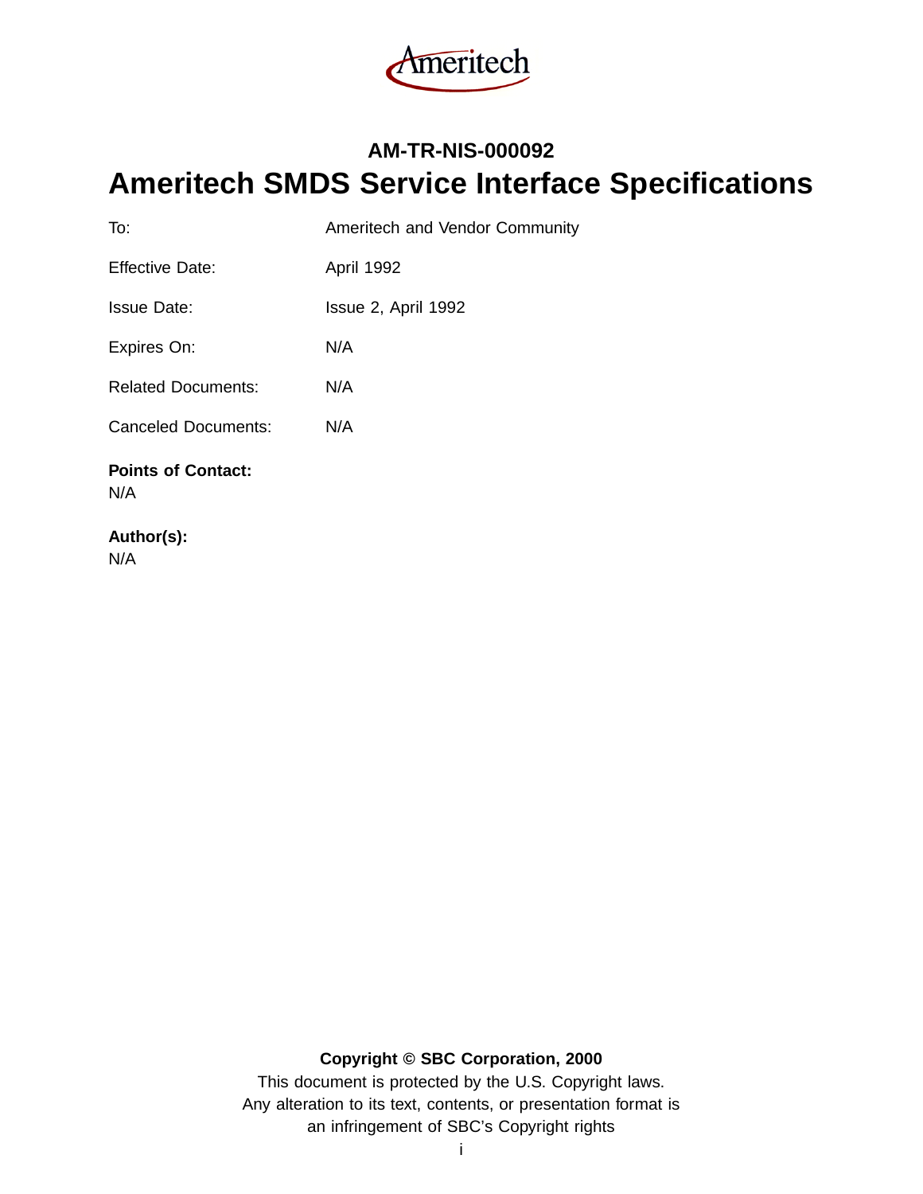Ameritech

**AM-TR-NIS-000092**

# Ameritech SMDS Service Interface Specifications

| | |
|---|---|
| To: | Ameritech and Vendor Community |
| Effective Date: | April 1992 |
| Issue Date: | Issue 2, April 1992 |
| Expires On: | N/A |
| Related Documents: | N/A |
| Canceled Documents: | N/A |

**Points of Contact:**
N/A

**Author(s):**
N/A

**Copyright © SBC Corporation, 2000**

This document is protected by the U.S. Copyright laws.
Any alteration to its text, contents, or presentation format is
an infringement of SBC's Copyright rights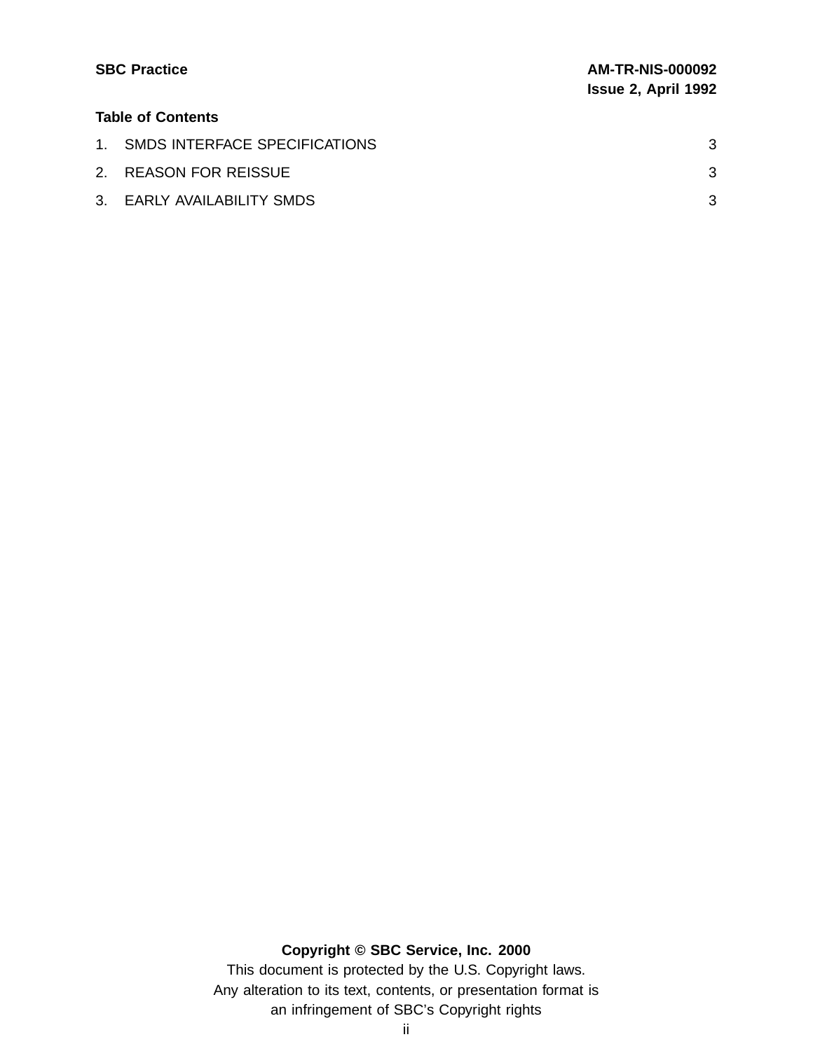## Table of Contents

| | | |
|---|---|---|
| 1. | SMDS INTERFACE SPECIFICATIONS | 3 |
| 2. | REASON FOR REISSUE | 3 |
| 3. | EARLY AVAILABILITY SMDS | 3 |

**Copyright © SBC Service, Inc. 2000**

This document is protected by the U.S. Copyright laws.
Any alteration to its text, contents, or presentation format is an infringement of SBC's Copyright rights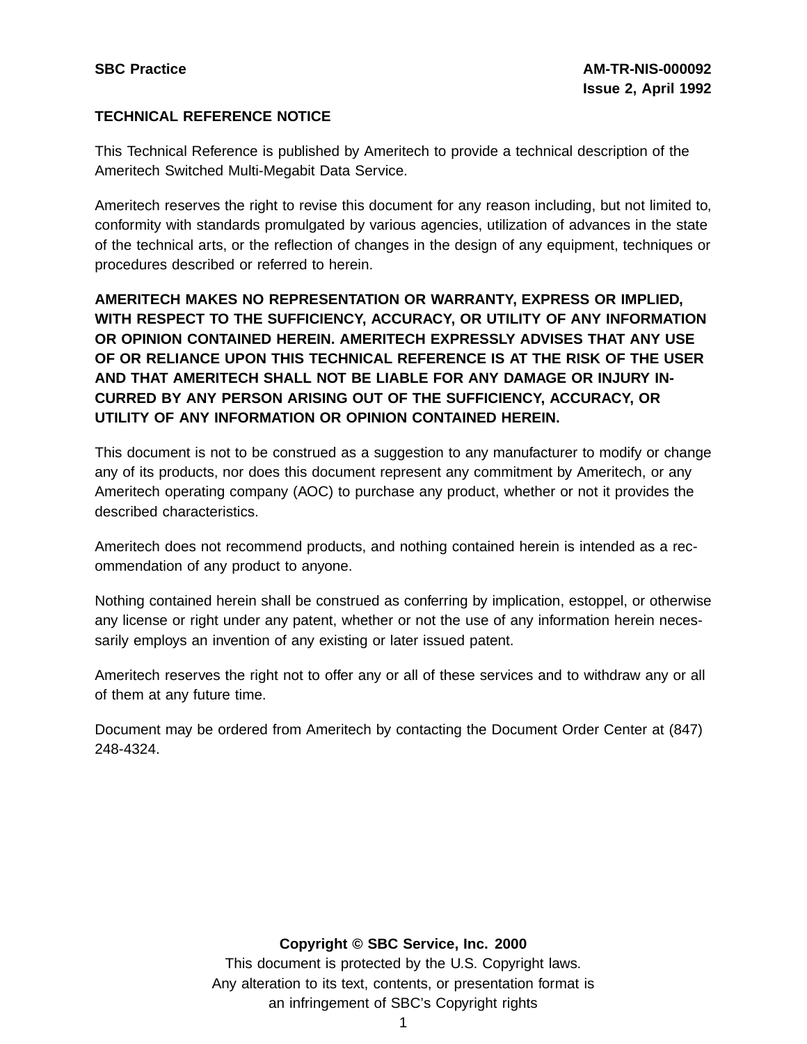SBC Practice AM-TR-NIS-000092
Issue 2, April 1992

**TECHNICAL REFERENCE NOTICE**

This Technical Reference is published by Ameritech to provide a technical description of the Ameritech Switched Multi-Megabit Data Service.

Ameritech reserves the right to revise this document for any reason including, but not limited to, conformity with standards promulgated by various agencies, utilization of advances in the state of the technical arts, or the reflection of changes in the design of any equipment, techniques or procedures described or referred to herein.

**AMERITECH MAKES NO REPRESENTATION OR WARRANTY, EXPRESS OR IMPLIED, WITH RESPECT TO THE SUFFICIENCY, ACCURACY, OR UTILITY OF ANY INFORMATION OR OPINION CONTAINED HEREIN. AMERITECH EXPRESSLY ADVISES THAT ANY USE OF OR RELIANCE UPON THIS TECHNICAL REFERENCE IS AT THE RISK OF THE USER AND THAT AMERITECH SHALL NOT BE LIABLE FOR ANY DAMAGE OR INJURY INCURRED BY ANY PERSON ARISING OUT OF THE SUFFICIENCY, ACCURACY, OR UTILITY OF ANY INFORMATION OR OPINION CONTAINED HEREIN.**

This document is not to be construed as a suggestion to any manufacturer to modify or change any of its products, nor does this document represent any commitment by Ameritech, or any Ameritech operating company (AOC) to purchase any product, whether or not it provides the described characteristics.

Ameritech does not recommend products, and nothing contained herein is intended as a recommendation of any product to anyone.

Nothing contained herein shall be construed as conferring by implication, estoppel, or otherwise any license or right under any patent, whether or not the use of any information herein necessarily employs an invention of any existing or later issued patent.

Ameritech reserves the right not to offer any or all of these services and to withdraw any or all of them at any future time.

Document may be ordered from Ameritech by contacting the Document Order Center at (847) 248-4324.

**Copyright © SBC Service, Inc. 2000**

This document is protected by the U.S. Copyright laws.
Any alteration to its text, contents, or presentation format is
an infringement of SBC's Copyright rights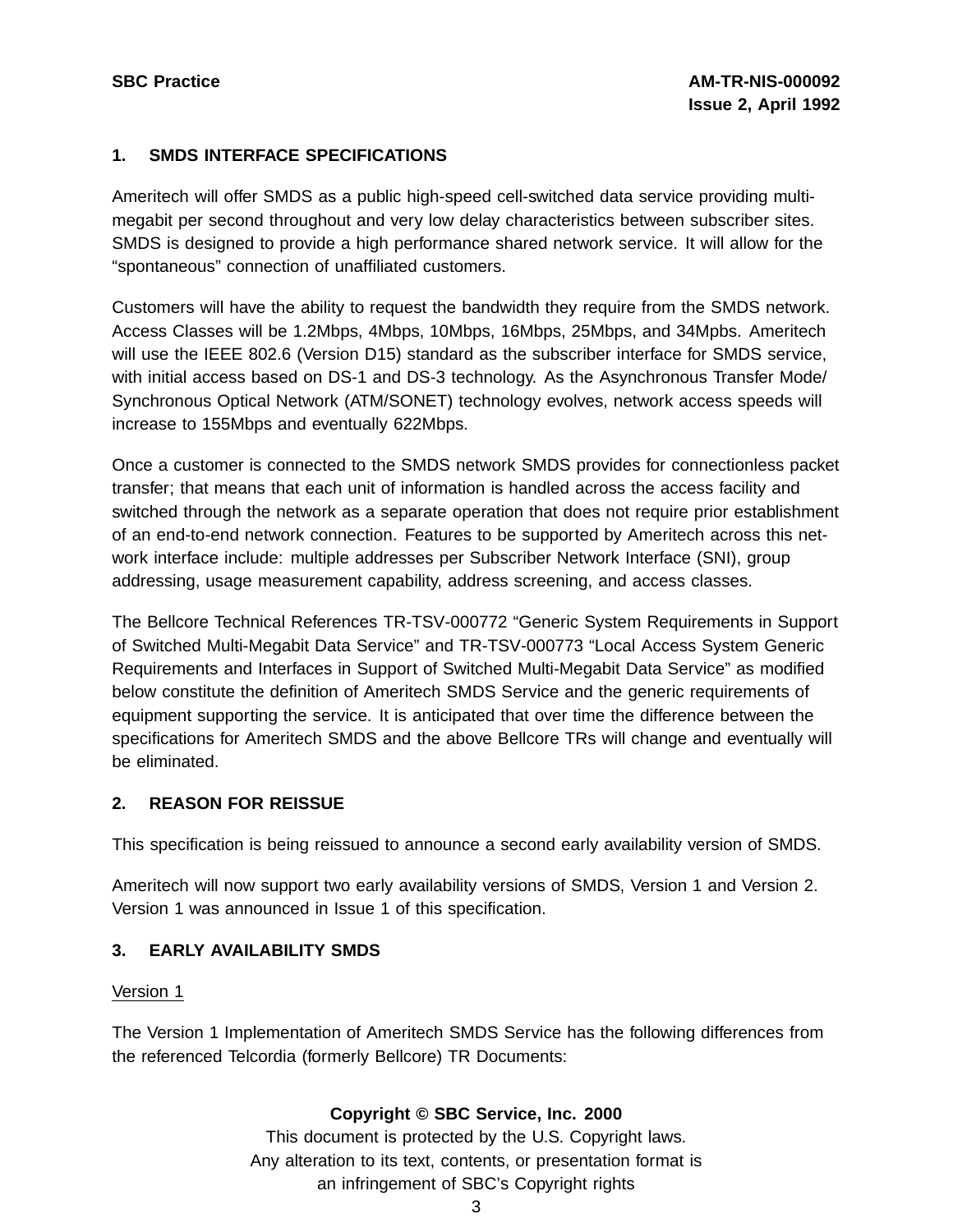## 1. SMDS INTERFACE SPECIFICATIONS

Ameritech will offer SMDS as a public high-speed cell-switched data service providing multi-megabit per second throughout and very low delay characteristics between subscriber sites. SMDS is designed to provide a high performance shared network service. It will allow for the "spontaneous" connection of unaffiliated customers.

Customers will have the ability to request the bandwidth they require from the SMDS network. Access Classes will be 1.2Mbps, 4Mbps, 10Mbps, 16Mbps, 25Mbps, and 34Mpbs. Ameritech will use the IEEE 802.6 (Version D15) standard as the subscriber interface for SMDS service, with initial access based on DS-1 and DS-3 technology. As the Asynchronous Transfer Mode/ Synchronous Optical Network (ATM/SONET) technology evolves, network access speeds will increase to 155Mbps and eventually 622Mbps.

Once a customer is connected to the SMDS network SMDS provides for connectionless packet transfer; that means that each unit of information is handled across the access facility and switched through the network as a separate operation that does not require prior establishment of an end-to-end network connection. Features to be supported by Ameritech across this network interface include: multiple addresses per Subscriber Network Interface (SNI), group addressing, usage measurement capability, address screening, and access classes.

The Bellcore Technical References TR-TSV-000772 "Generic System Requirements in Support of Switched Multi-Megabit Data Service" and TR-TSV-000773 "Local Access System Generic Requirements and Interfaces in Support of Switched Multi-Megabit Data Service" as modified below constitute the definition of Ameritech SMDS Service and the generic requirements of equipment supporting the service. It is anticipated that over time the difference between the specifications for Ameritech SMDS and the above Bellcore TRs will change and eventually will be eliminated.

## 2. REASON FOR REISSUE

This specification is being reissued to announce a second early availability version of SMDS.

Ameritech will now support two early availability versions of SMDS, Version 1 and Version 2. Version 1 was announced in Issue 1 of this specification.

## 3. EARLY AVAILABILITY SMDS

Version 1

The Version 1 Implementation of Ameritech SMDS Service has the following differences from the referenced Telcordia (formerly Bellcore) TR Documents:

**Copyright © SBC Service, Inc. 2000**

This document is protected by the U.S. Copyright laws.
Any alteration to its text, contents, or presentation format is
an infringement of SBC's Copyright rights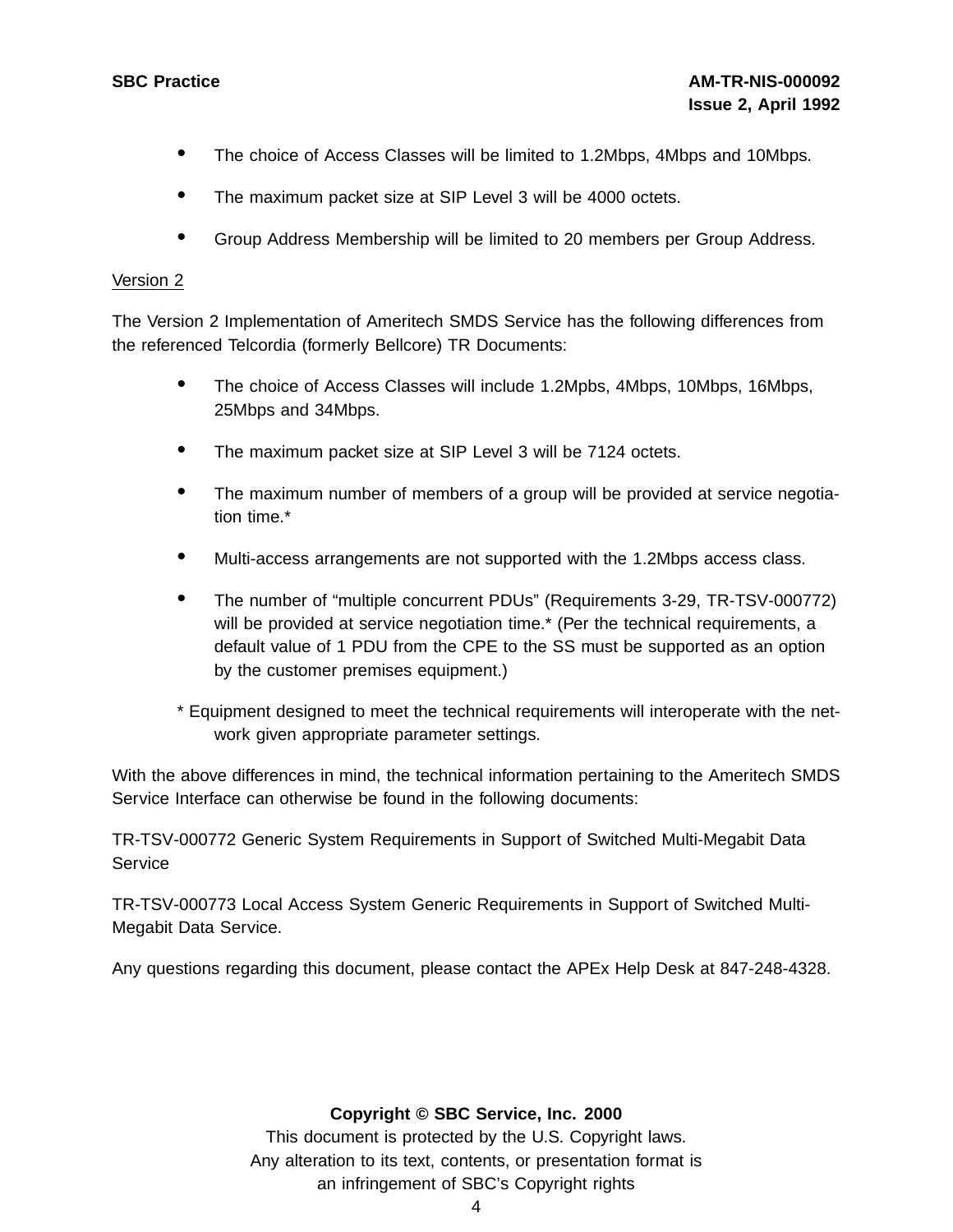- The choice of Access Classes will be limited to 1.2Mbps, 4Mbps and 10Mbps.
- The maximum packet size at SIP Level 3 will be 4000 octets.
- Group Address Membership will be limited to 20 members per Group Address.

Version 2

The Version 2 Implementation of Ameritech SMDS Service has the following differences from the referenced Telcordia (formerly Bellcore) TR Documents:

- The choice of Access Classes will include 1.2Mpbs, 4Mbps, 10Mbps, 16Mbps, 25Mbps and 34Mbps.
- The maximum packet size at SIP Level 3 will be 7124 octets.
- The maximum number of members of a group will be provided at service negotiation time.*
- Multi-access arrangements are not supported with the 1.2Mbps access class.
- The number of "multiple concurrent PDUs" (Requirements 3-29, TR-TSV-000772) will be provided at service negotiation time.* (Per the technical requirements, a default value of 1 PDU from the CPE to the SS must be supported as an option by the customer premises equipment.)

* Equipment designed to meet the technical requirements will interoperate with the network given appropriate parameter settings.

With the above differences in mind, the technical information pertaining to the Ameritech SMDS Service Interface can otherwise be found in the following documents:

TR-TSV-000772 Generic System Requirements in Support of Switched Multi-Megabit Data Service

TR-TSV-000773 Local Access System Generic Requirements in Support of Switched Multi-Megabit Data Service.

Any questions regarding this document, please contact the APEx Help Desk at 847-248-4328.